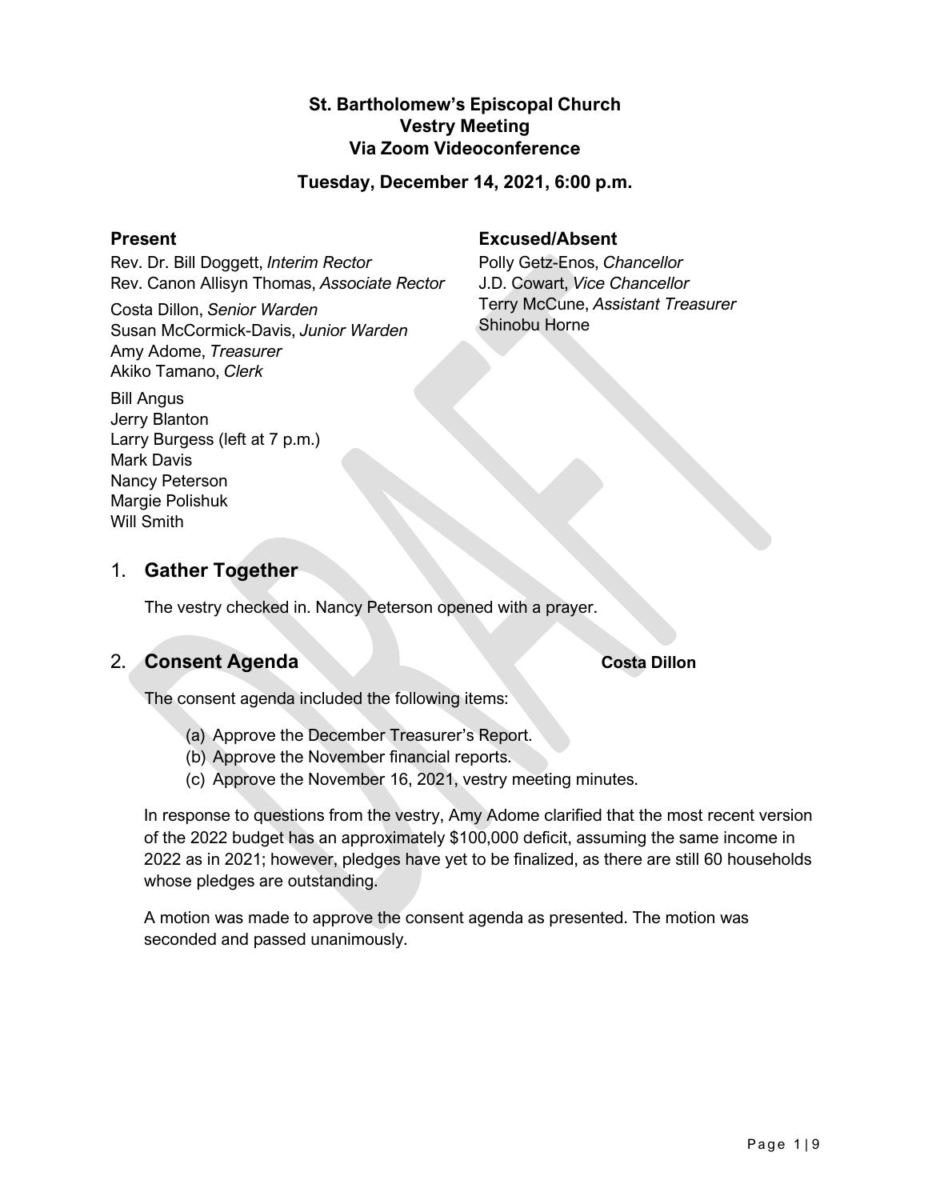**St. Bartholomew's Episcopal Church**
**Vestry Meeting**
**Via Zoom Videoconference**

**Tuesday, December 14, 2021, 6:00 p.m.**

### Present

Rev. Dr. Bill Doggett, *Interim Rector*
Rev. Canon Allisyn Thomas, *Associate Rector*

Costa Dillon, *Senior Warden*
Susan McCormick-Davis, *Junior Warden*
Amy Adome, *Treasurer*
Akiko Tamano, *Clerk*

Bill Angus
Jerry Blanton
Larry Burgess (left at 7 p.m.)
Mark Davis
Nancy Peterson
Margie Polishuk
Will Smith

### Excused/Absent

Polly Getz-Enos, *Chancellor*
J.D. Cowart, *Vice Chancellor*
Terry McCune, *Assistant Treasurer*
Shinobu Horne

## 1. Gather Together

The vestry checked in. Nancy Peterson opened with a prayer.

## 2. Consent Agenda — **Costa Dillon**

The consent agenda included the following items:

(a) Approve the December Treasurer's Report.
(b) Approve the November financial reports.
(c) Approve the November 16, 2021, vestry meeting minutes.

In response to questions from the vestry, Amy Adome clarified that the most recent version of the 2022 budget has an approximately $100,000 deficit, assuming the same income in 2022 as in 2021; however, pledges have yet to be finalized, as there are still 60 households whose pledges are outstanding.

A motion was made to approve the consent agenda as presented. The motion was seconded and passed unanimously.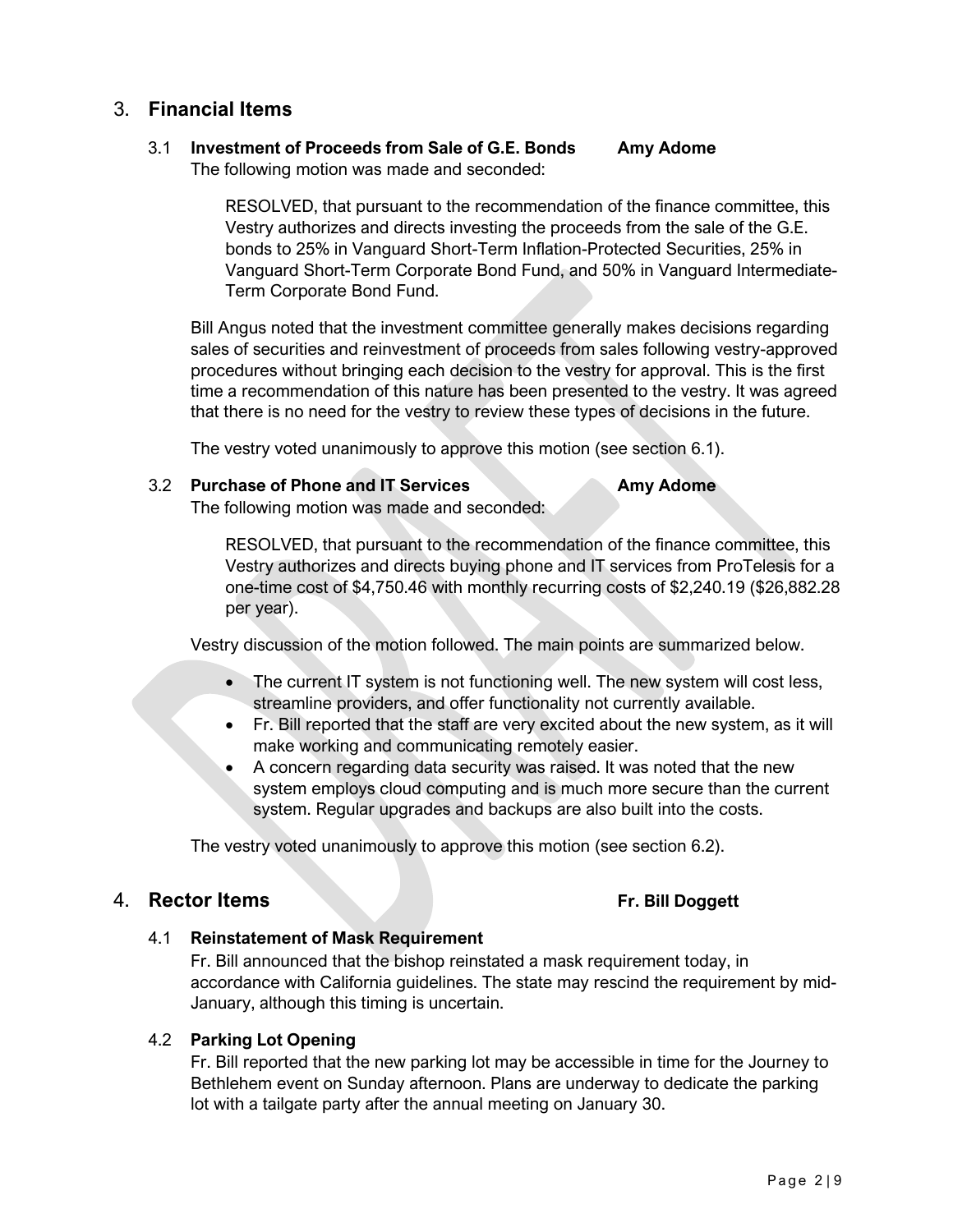## 3. Financial Items

### 3.1 Investment of Proceeds from Sale of G.E. Bonds — Amy Adome

The following motion was made and seconded:

> RESOLVED, that pursuant to the recommendation of the finance committee, this Vestry authorizes and directs investing the proceeds from the sale of the G.E. bonds to 25% in Vanguard Short-Term Inflation-Protected Securities, 25% in Vanguard Short-Term Corporate Bond Fund, and 50% in Vanguard Intermediate-Term Corporate Bond Fund.

Bill Angus noted that the investment committee generally makes decisions regarding sales of securities and reinvestment of proceeds from sales following vestry-approved procedures without bringing each decision to the vestry for approval. This is the first time a recommendation of this nature has been presented to the vestry. It was agreed that there is no need for the vestry to review these types of decisions in the future.

The vestry voted unanimously to approve this motion (see section 6.1).

### 3.2 Purchase of Phone and IT Services — Amy Adome

The following motion was made and seconded:

> RESOLVED, that pursuant to the recommendation of the finance committee, this Vestry authorizes and directs buying phone and IT services from ProTelesis for a one-time cost of $4,750.46 with monthly recurring costs of $2,240.19 ($26,882.28 per year).

Vestry discussion of the motion followed. The main points are summarized below.

- The current IT system is not functioning well. The new system will cost less, streamline providers, and offer functionality not currently available.
- Fr. Bill reported that the staff are very excited about the new system, as it will make working and communicating remotely easier.
- A concern regarding data security was raised. It was noted that the new system employs cloud computing and is much more secure than the current system. Regular upgrades and backups are also built into the costs.

The vestry voted unanimously to approve this motion (see section 6.2).

## 4. Rector Items — Fr. Bill Doggett

### 4.1 Reinstatement of Mask Requirement

Fr. Bill announced that the bishop reinstated a mask requirement today, in accordance with California guidelines. The state may rescind the requirement by mid-January, although this timing is uncertain.

### 4.2 Parking Lot Opening

Fr. Bill reported that the new parking lot may be accessible in time for the Journey to Bethlehem event on Sunday afternoon. Plans are underway to dedicate the parking lot with a tailgate party after the annual meeting on January 30.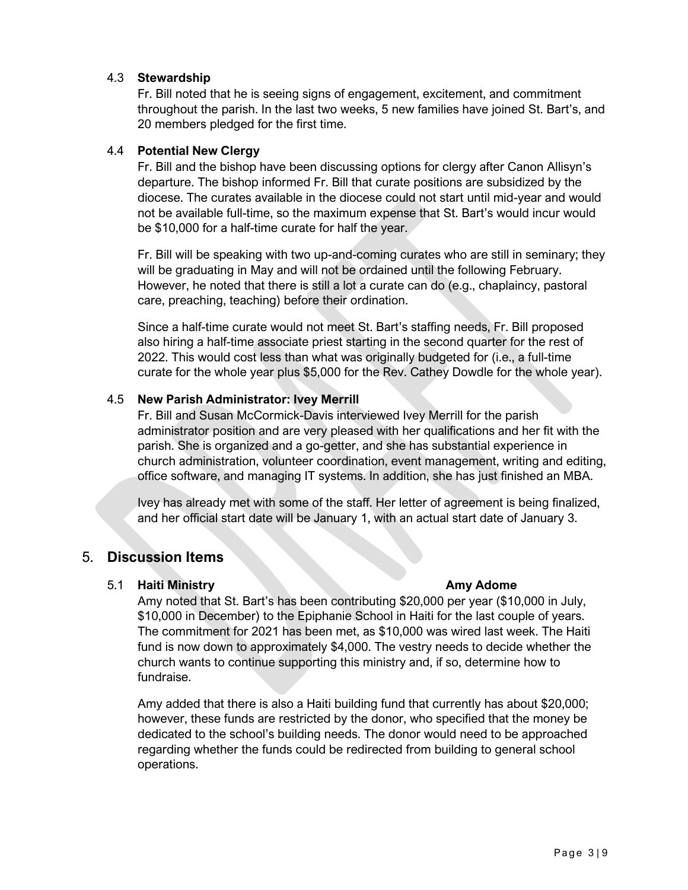### 4.3 **Stewardship**

Fr. Bill noted that he is seeing signs of engagement, excitement, and commitment throughout the parish. In the last two weeks, 5 new families have joined St. Bart's, and 20 members pledged for the first time.

### 4.4 **Potential New Clergy**

Fr. Bill and the bishop have been discussing options for clergy after Canon Allisyn's departure. The bishop informed Fr. Bill that curate positions are subsidized by the diocese. The curates available in the diocese could not start until mid-year and would not be available full-time, so the maximum expense that St. Bart's would incur would be $10,000 for a half-time curate for half the year.

Fr. Bill will be speaking with two up-and-coming curates who are still in seminary; they will be graduating in May and will not be ordained until the following February. However, he noted that there is still a lot a curate can do (e.g., chaplaincy, pastoral care, preaching, teaching) before their ordination.

Since a half-time curate would not meet St. Bart's staffing needs, Fr. Bill proposed also hiring a half-time associate priest starting in the second quarter for the rest of 2022. This would cost less than what was originally budgeted for (i.e., a full-time curate for the whole year plus $5,000 for the Rev. Cathey Dowdle for the whole year).

### 4.5 **New Parish Administrator: Ivey Merrill**

Fr. Bill and Susan McCormick-Davis interviewed Ivey Merrill for the parish administrator position and are very pleased with her qualifications and her fit with the parish. She is organized and a go-getter, and she has substantial experience in church administration, volunteer coordination, event management, writing and editing, office software, and managing IT systems. In addition, she has just finished an MBA.

Ivey has already met with some of the staff. Her letter of agreement is being finalized, and her official start date will be January 1, with an actual start date of January 3.

## 5. **Discussion Items**

### 5.1 **Haiti Ministry** — **Amy Adome**

Amy noted that St. Bart's has been contributing $20,000 per year ($10,000 in July, $10,000 in December) to the Epiphanie School in Haiti for the last couple of years. The commitment for 2021 has been met, as $10,000 was wired last week. The Haiti fund is now down to approximately $4,000. The vestry needs to decide whether the church wants to continue supporting this ministry and, if so, determine how to fundraise.

Amy added that there is also a Haiti building fund that currently has about $20,000; however, these funds are restricted by the donor, who specified that the money be dedicated to the school's building needs. The donor would need to be approached regarding whether the funds could be redirected from building to general school operations.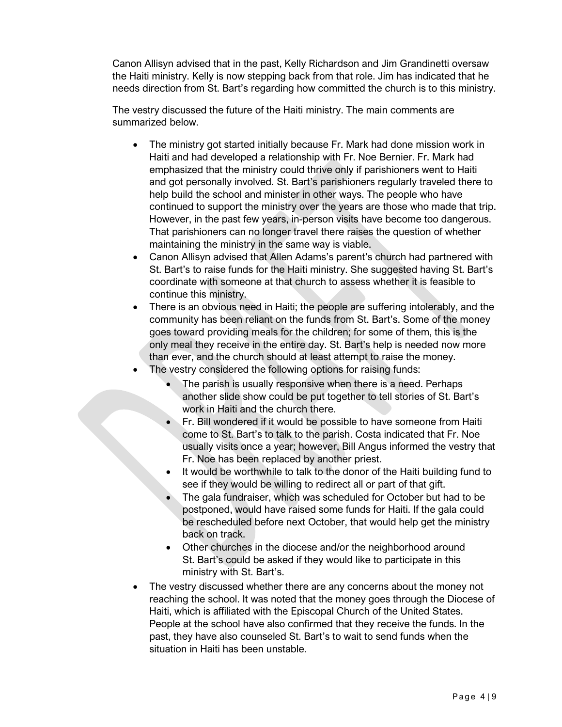Canon Allisyn advised that in the past, Kelly Richardson and Jim Grandinetti oversaw the Haiti ministry. Kelly is now stepping back from that role. Jim has indicated that he needs direction from St. Bart's regarding how committed the church is to this ministry.

The vestry discussed the future of the Haiti ministry. The main comments are summarized below.

- The ministry got started initially because Fr. Mark had done mission work in Haiti and had developed a relationship with Fr. Noe Bernier. Fr. Mark had emphasized that the ministry could thrive only if parishioners went to Haiti and got personally involved. St. Bart's parishioners regularly traveled there to help build the school and minister in other ways. The people who have continued to support the ministry over the years are those who made that trip. However, in the past few years, in-person visits have become too dangerous. That parishioners can no longer travel there raises the question of whether maintaining the ministry in the same way is viable.
- Canon Allisyn advised that Allen Adams's parent's church had partnered with St. Bart's to raise funds for the Haiti ministry. She suggested having St. Bart's coordinate with someone at that church to assess whether it is feasible to continue this ministry.
- There is an obvious need in Haiti; the people are suffering intolerably, and the community has been reliant on the funds from St. Bart's. Some of the money goes toward providing meals for the children; for some of them, this is the only meal they receive in the entire day. St. Bart's help is needed now more than ever, and the church should at least attempt to raise the money.
- The vestry considered the following options for raising funds:
    - The parish is usually responsive when there is a need. Perhaps another slide show could be put together to tell stories of St. Bart's work in Haiti and the church there.
    - Fr. Bill wondered if it would be possible to have someone from Haiti come to St. Bart's to talk to the parish. Costa indicated that Fr. Noe usually visits once a year; however, Bill Angus informed the vestry that Fr. Noe has been replaced by another priest.
    - It would be worthwhile to talk to the donor of the Haiti building fund to see if they would be willing to redirect all or part of that gift.
    - The gala fundraiser, which was scheduled for October but had to be postponed, would have raised some funds for Haiti. If the gala could be rescheduled before next October, that would help get the ministry back on track.
    - Other churches in the diocese and/or the neighborhood around St. Bart's could be asked if they would like to participate in this ministry with St. Bart's.
- The vestry discussed whether there are any concerns about the money not reaching the school. It was noted that the money goes through the Diocese of Haiti, which is affiliated with the Episcopal Church of the United States. People at the school have also confirmed that they receive the funds. In the past, they have also counseled St. Bart's to wait to send funds when the situation in Haiti has been unstable.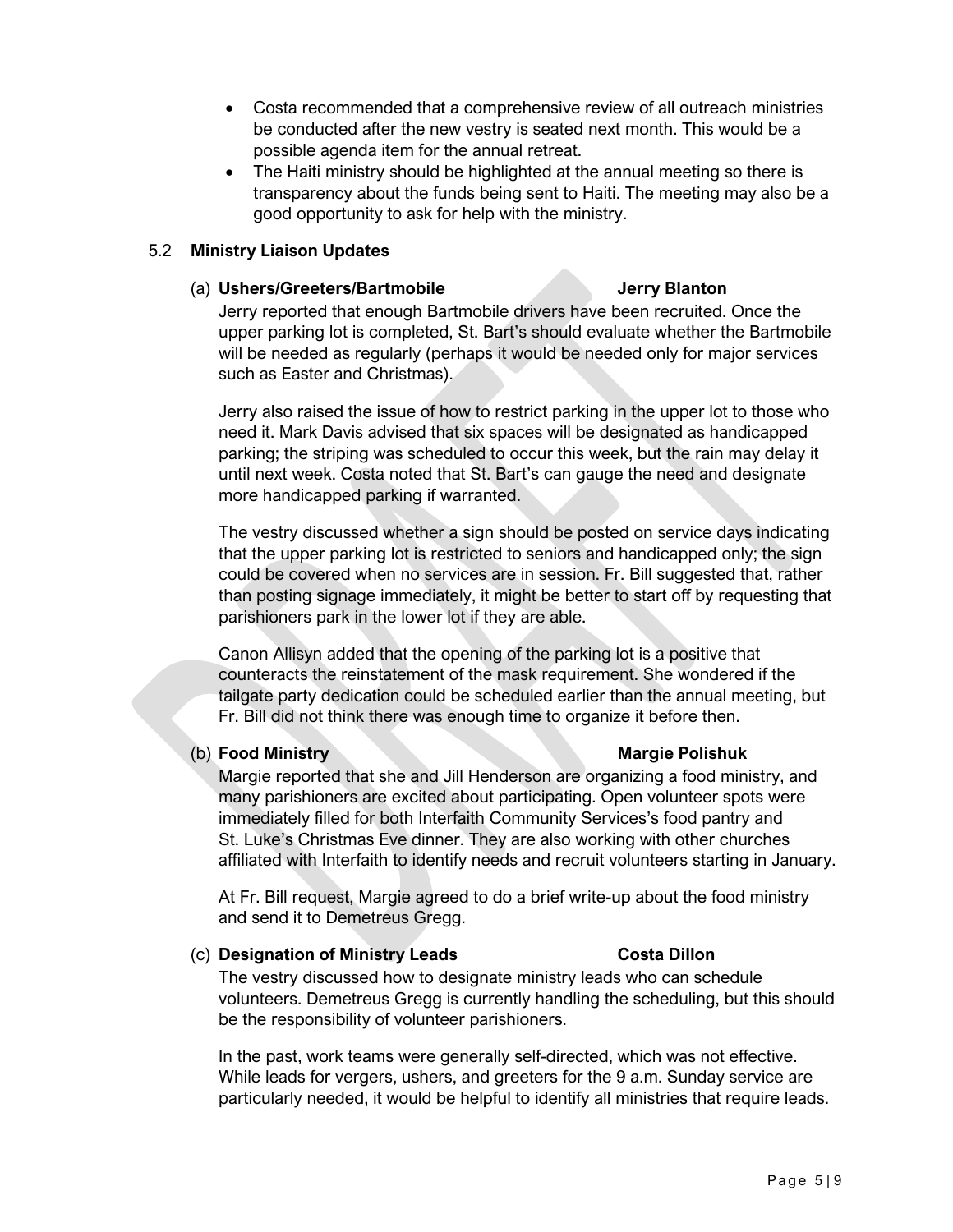- Costa recommended that a comprehensive review of all outreach ministries be conducted after the new vestry is seated next month. This would be a possible agenda item for the annual retreat.
- The Haiti ministry should be highlighted at the annual meeting so there is transparency about the funds being sent to Haiti. The meeting may also be a good opportunity to ask for help with the ministry.

### 5.2 Ministry Liaison Updates

**(a) Ushers/Greeters/Bartmobile — Jerry Blanton**

Jerry reported that enough Bartmobile drivers have been recruited. Once the upper parking lot is completed, St. Bart's should evaluate whether the Bartmobile will be needed as regularly (perhaps it would be needed only for major services such as Easter and Christmas).

Jerry also raised the issue of how to restrict parking in the upper lot to those who need it. Mark Davis advised that six spaces will be designated as handicapped parking; the striping was scheduled to occur this week, but the rain may delay it until next week. Costa noted that St. Bart's can gauge the need and designate more handicapped parking if warranted.

The vestry discussed whether a sign should be posted on service days indicating that the upper parking lot is restricted to seniors and handicapped only; the sign could be covered when no services are in session. Fr. Bill suggested that, rather than posting signage immediately, it might be better to start off by requesting that parishioners park in the lower lot if they are able.

Canon Allisyn added that the opening of the parking lot is a positive that counteracts the reinstatement of the mask requirement. She wondered if the tailgate party dedication could be scheduled earlier than the annual meeting, but Fr. Bill did not think there was enough time to organize it before then.

**(b) Food Ministry — Margie Polishuk**

Margie reported that she and Jill Henderson are organizing a food ministry, and many parishioners are excited about participating. Open volunteer spots were immediately filled for both Interfaith Community Services's food pantry and St. Luke's Christmas Eve dinner. They are also working with other churches affiliated with Interfaith to identify needs and recruit volunteers starting in January.

At Fr. Bill request, Margie agreed to do a brief write-up about the food ministry and send it to Demetreus Gregg.

**(c) Designation of Ministry Leads — Costa Dillon**

The vestry discussed how to designate ministry leads who can schedule volunteers. Demetreus Gregg is currently handling the scheduling, but this should be the responsibility of volunteer parishioners.

In the past, work teams were generally self-directed, which was not effective. While leads for vergers, ushers, and greeters for the 9 a.m. Sunday service are particularly needed, it would be helpful to identify all ministries that require leads.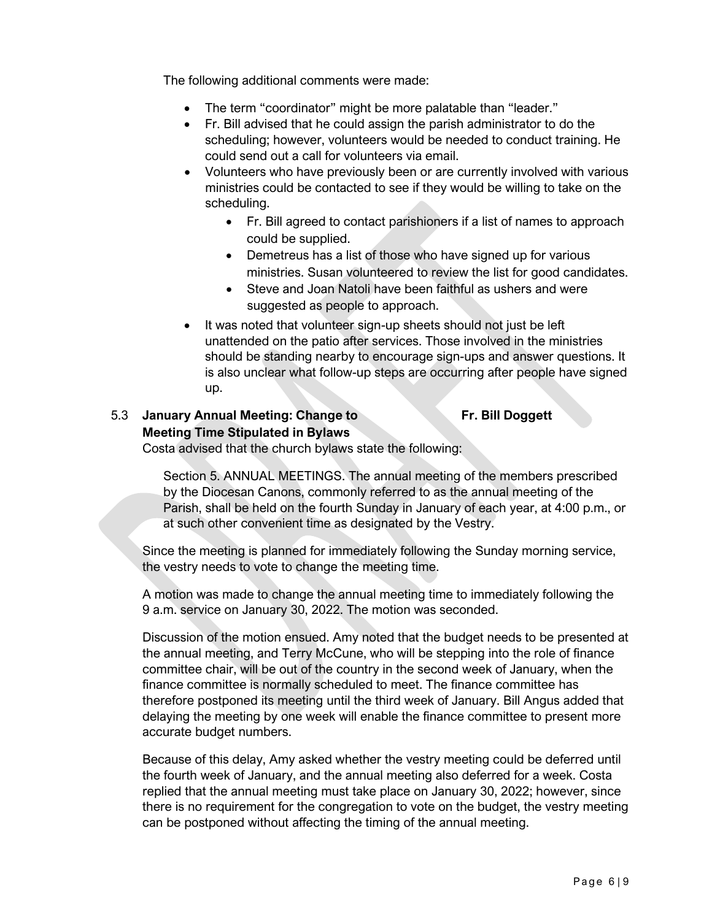The following additional comments were made:

- The term "coordinator" might be more palatable than "leader."
- Fr. Bill advised that he could assign the parish administrator to do the scheduling; however, volunteers would be needed to conduct training. He could send out a call for volunteers via email.
- Volunteers who have previously been or are currently involved with various ministries could be contacted to see if they would be willing to take on the scheduling.
    - Fr. Bill agreed to contact parishioners if a list of names to approach could be supplied.
    - Demetreus has a list of those who have signed up for various ministries. Susan volunteered to review the list for good candidates.
    - Steve and Joan Natoli have been faithful as ushers and were suggested as people to approach.
- It was noted that volunteer sign-up sheets should not just be left unattended on the patio after services. Those involved in the ministries should be standing nearby to encourage sign-ups and answer questions. It is also unclear what follow-up steps are occurring after people have signed up.

### 5.3 January Annual Meeting: Change to Meeting Time Stipulated in Bylaws — Fr. Bill Doggett

Costa advised that the church bylaws state the following:

> Section 5. ANNUAL MEETINGS. The annual meeting of the members prescribed by the Diocesan Canons, commonly referred to as the annual meeting of the Parish, shall be held on the fourth Sunday in January of each year, at 4:00 p.m., or at such other convenient time as designated by the Vestry.

Since the meeting is planned for immediately following the Sunday morning service, the vestry needs to vote to change the meeting time.

A motion was made to change the annual meeting time to immediately following the 9 a.m. service on January 30, 2022. The motion was seconded.

Discussion of the motion ensued. Amy noted that the budget needs to be presented at the annual meeting, and Terry McCune, who will be stepping into the role of finance committee chair, will be out of the country in the second week of January, when the finance committee is normally scheduled to meet. The finance committee has therefore postponed its meeting until the third week of January. Bill Angus added that delaying the meeting by one week will enable the finance committee to present more accurate budget numbers.

Because of this delay, Amy asked whether the vestry meeting could be deferred until the fourth week of January, and the annual meeting also deferred for a week. Costa replied that the annual meeting must take place on January 30, 2022; however, since there is no requirement for the congregation to vote on the budget, the vestry meeting can be postponed without affecting the timing of the annual meeting.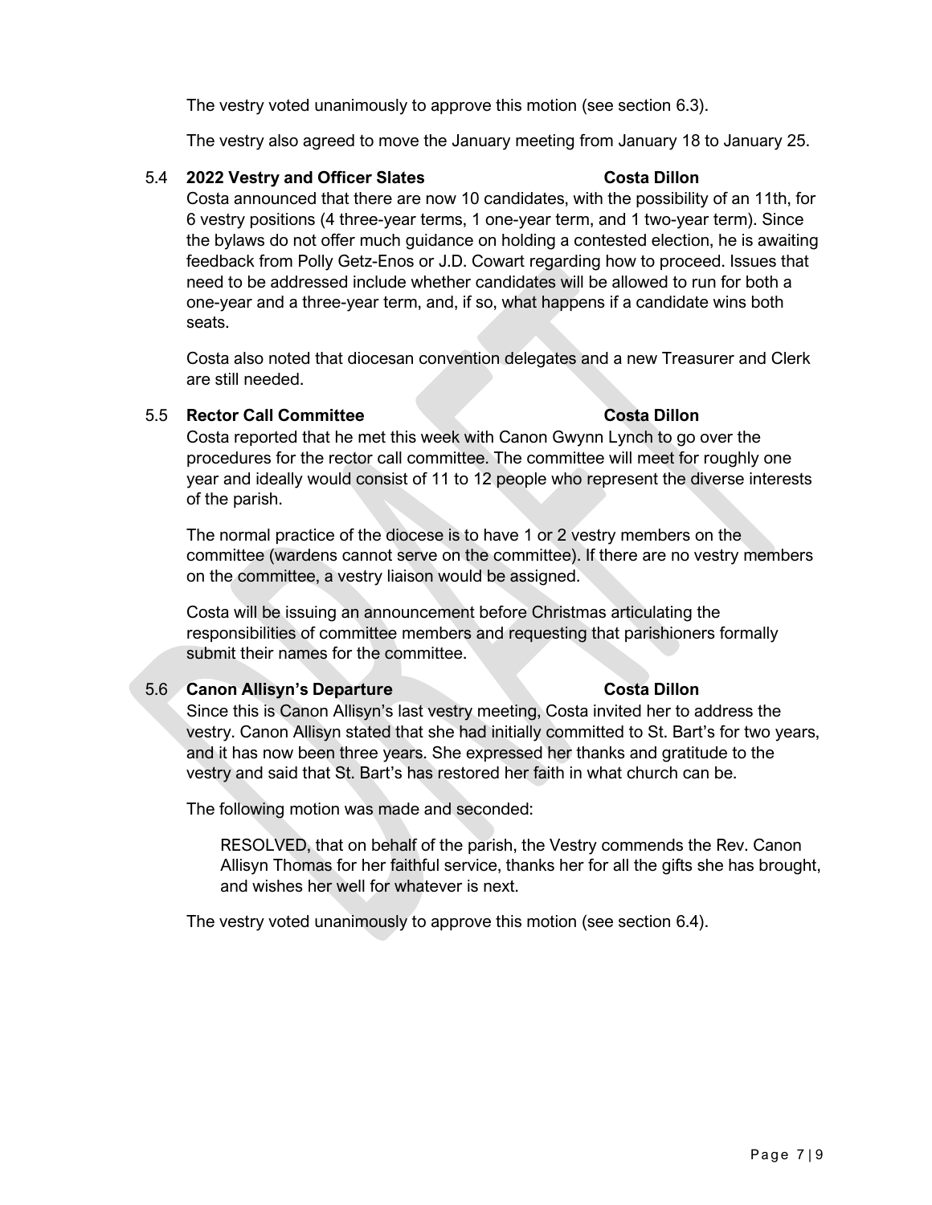The vestry voted unanimously to approve this motion (see section 6.3).

The vestry also agreed to move the January meeting from January 18 to January 25.

### 5.4 2022 Vestry and Officer Slates — Costa Dillon

Costa announced that there are now 10 candidates, with the possibility of an 11th, for 6 vestry positions (4 three-year terms, 1 one-year term, and 1 two-year term). Since the bylaws do not offer much guidance on holding a contested election, he is awaiting feedback from Polly Getz-Enos or J.D. Cowart regarding how to proceed. Issues that need to be addressed include whether candidates will be allowed to run for both a one-year and a three-year term, and, if so, what happens if a candidate wins both seats.

Costa also noted that diocesan convention delegates and a new Treasurer and Clerk are still needed.

### 5.5 Rector Call Committee — Costa Dillon

Costa reported that he met this week with Canon Gwynn Lynch to go over the procedures for the rector call committee. The committee will meet for roughly one year and ideally would consist of 11 to 12 people who represent the diverse interests of the parish.

The normal practice of the diocese is to have 1 or 2 vestry members on the committee (wardens cannot serve on the committee). If there are no vestry members on the committee, a vestry liaison would be assigned.

Costa will be issuing an announcement before Christmas articulating the responsibilities of committee members and requesting that parishioners formally submit their names for the committee.

### 5.6 Canon Allisyn's Departure — Costa Dillon

Since this is Canon Allisyn's last vestry meeting, Costa invited her to address the vestry. Canon Allisyn stated that she had initially committed to St. Bart's for two years, and it has now been three years. She expressed her thanks and gratitude to the vestry and said that St. Bart's has restored her faith in what church can be.

The following motion was made and seconded:

> RESOLVED, that on behalf of the parish, the Vestry commends the Rev. Canon Allisyn Thomas for her faithful service, thanks her for all the gifts she has brought, and wishes her well for whatever is next.

The vestry voted unanimously to approve this motion (see section 6.4).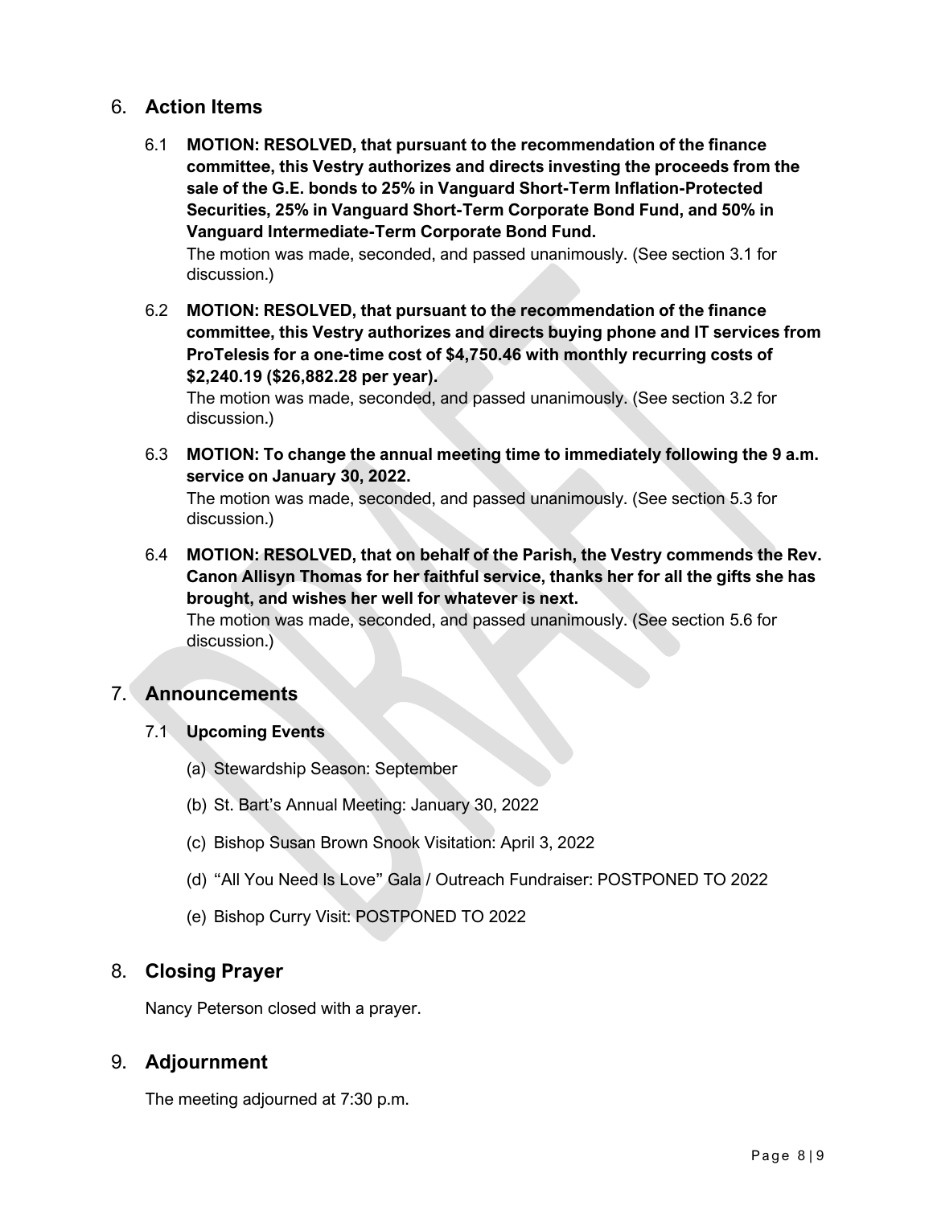## 6. Action Items

6.1 **MOTION: RESOLVED, that pursuant to the recommendation of the finance committee, this Vestry authorizes and directs investing the proceeds from the sale of the G.E. bonds to 25% in Vanguard Short-Term Inflation-Protected Securities, 25% in Vanguard Short-Term Corporate Bond Fund, and 50% in Vanguard Intermediate-Term Corporate Bond Fund.**
The motion was made, seconded, and passed unanimously. (See section 3.1 for discussion.)

6.2 **MOTION: RESOLVED, that pursuant to the recommendation of the finance committee, this Vestry authorizes and directs buying phone and IT services from ProTelesis for a one-time cost of $4,750.46 with monthly recurring costs of $2,240.19 ($26,882.28 per year).**
The motion was made, seconded, and passed unanimously. (See section 3.2 for discussion.)

6.3 **MOTION: To change the annual meeting time to immediately following the 9 a.m. service on January 30, 2022.**
The motion was made, seconded, and passed unanimously. (See section 5.3 for discussion.)

6.4 **MOTION: RESOLVED, that on behalf of the Parish, the Vestry commends the Rev. Canon Allisyn Thomas for her faithful service, thanks her for all the gifts she has brought, and wishes her well for whatever is next.**
The motion was made, seconded, and passed unanimously. (See section 5.6 for discussion.)

## 7. Announcements

### 7.1 Upcoming Events

(a) Stewardship Season: September

(b) St. Bart's Annual Meeting: January 30, 2022

(c) Bishop Susan Brown Snook Visitation: April 3, 2022

(d) "All You Need Is Love" Gala / Outreach Fundraiser: POSTPONED TO 2022

(e) Bishop Curry Visit: POSTPONED TO 2022

## 8. Closing Prayer

Nancy Peterson closed with a prayer.

## 9. Adjournment

The meeting adjourned at 7:30 p.m.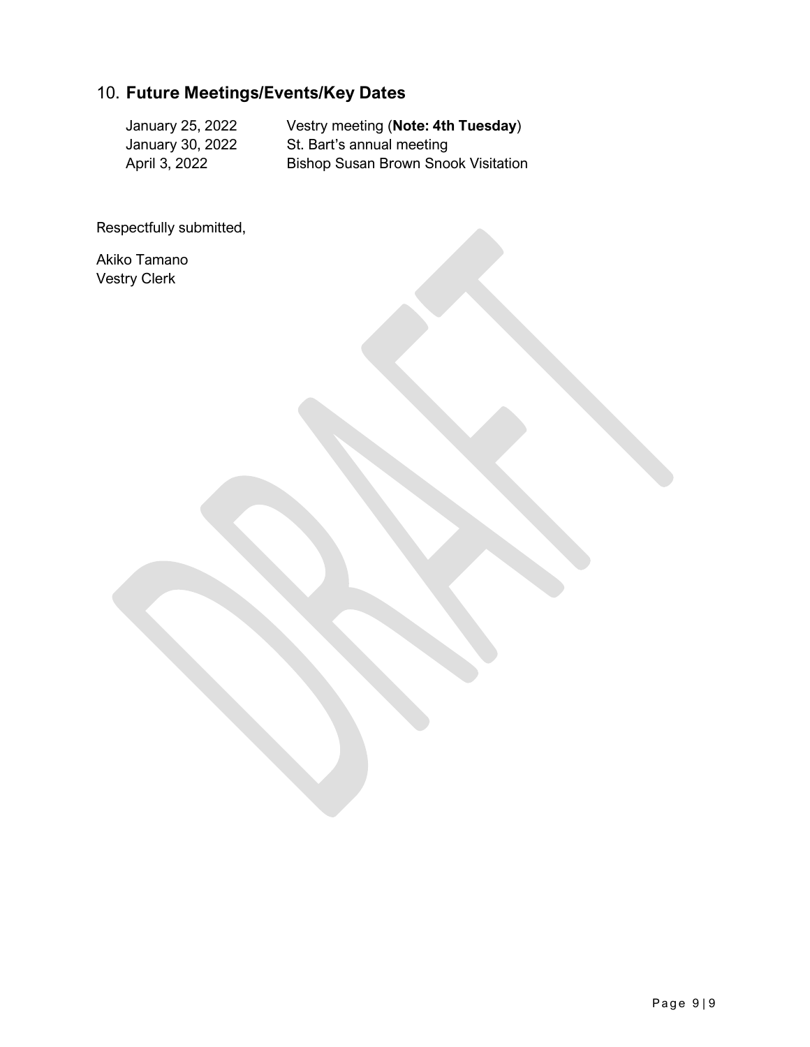## 10. **Future Meetings/Events/Key Dates**

| | |
|---|---|
| January 25, 2022 | Vestry meeting (**Note: 4th Tuesday**) |
| January 30, 2022 | St. Bart's annual meeting |
| April 3, 2022 | Bishop Susan Brown Snook Visitation |

Respectfully submitted,

Akiko Tamano
Vestry Clerk